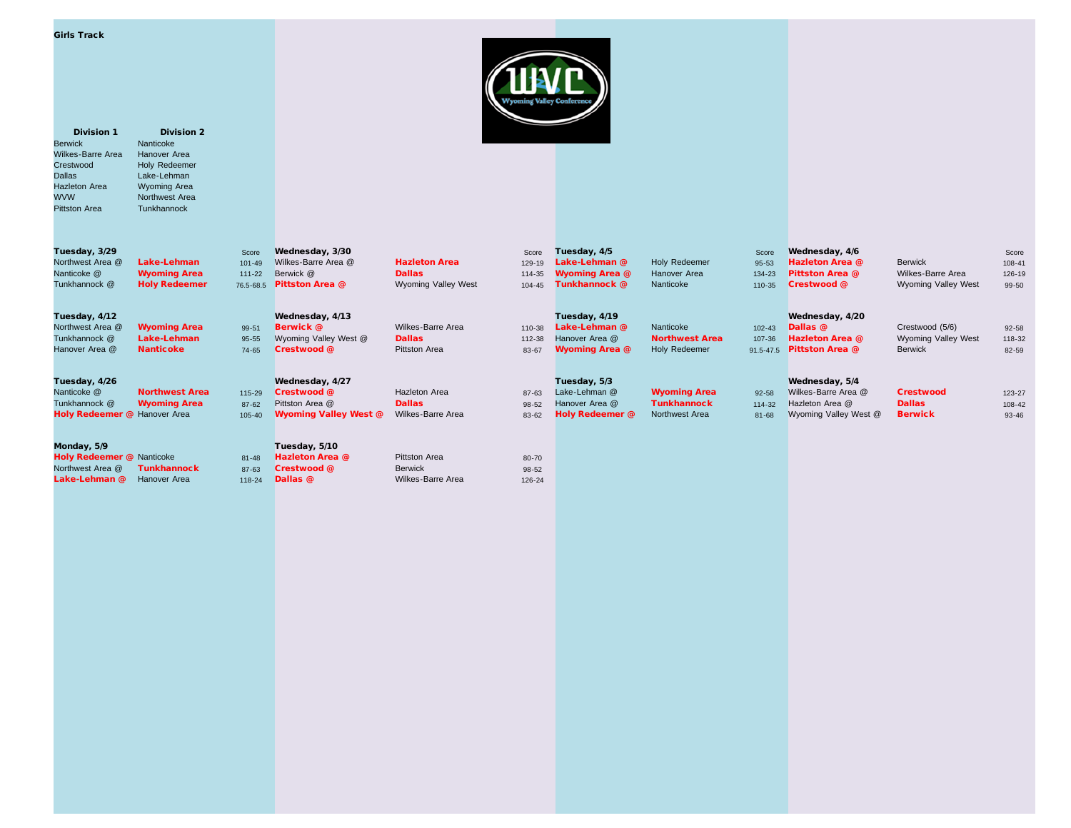**Girls Track**

| Division 1 | Division 2 |
|---|---|
| Berwick | Nanticoke |
| Wilkes-Barre Area | Hanover Area |
| Crestwood | Holy Redeemer |
| Dallas | Lake-Lehman |
| Hazleton Area | Wyoming Area |
| WVW | Northwest Area |
| Pittston Area | Tunkhannock |

| Tuesday, 3/29 | | Score |
|---|---|---|
| Northwest Area @ | **Lake-Lehman** | 101-49 |
| Nanticoke @ | **Wyoming Area** | 111-22 |
| Tunkhannock @ | **Holy Redeemer** | 76.5-68.5 |

| Wednesday, 3/30 | | Score |
|---|---|---|
| Wilkes-Barre Area @ | **Hazleton Area** | 129-19 |
| Berwick @ | **Dallas** | 114-35 |
| **Pittston Area @** | Wyoming Valley West | 104-45 |

| Tuesday, 4/5 | | Score |
|---|---|---|
| **Lake-Lehman @** | Holy Redeemer | 95-53 |
| **Wyoming Area @** | Hanover Area | 134-23 |
| **Tunkhannock @** | Nanticoke | 110-35 |

| Wednesday, 4/6 | | Score |
|---|---|---|
| **Hazleton Area @** | Berwick | 108-41 |
| **Pittston Area @** | Wilkes-Barre Area | 126-19 |
| **Crestwood @** | Wyoming Valley West | 99-50 |

| Tuesday, 4/12 | | Score |
|---|---|---|
| Northwest Area @ | **Wyoming Area** | 99-51 |
| Tunkhannock @ | **Lake-Lehman** | 95-55 |
| Hanover Area @ | **Nanticoke** | 74-65 |

| Wednesday, 4/13 | | Score |
|---|---|---|
| **Berwick @** | Wilkes-Barre Area | 110-38 |
| Wyoming Valley West @ | **Dallas** | 112-38 |
| **Crestwood @** | Pittston Area | 83-67 |

| Tuesday, 4/19 | | Score |
|---|---|---|
| **Lake-Lehman @** | Nanticoke | 102-43 |
| Hanover Area @ | **Northwest Area** | 107-36 |
| **Wyoming Area @** | Holy Redeemer | 91.5-47.5 |

| Wednesday, 4/20 | | Score |
|---|---|---|
| **Dallas @** | Crestwood (5/6) | 92-58 |
| **Hazleton Area @** | Wyoming Valley West | 118-32 |
| **Pittston Area @** | Berwick | 82-59 |

| Tuesday, 4/26 | | Score |
|---|---|---|
| Nanticoke @ | **Northwest Area** | 115-29 |
| Tunkhannock @ | **Wyoming Area** | 87-62 |
| **Holy Redeemer @** | Hanover Area | 105-40 |

| Wednesday, 4/27 | | Score |
|---|---|---|
| **Crestwood @** | Hazleton Area | 87-63 |
| Pittston Area @ | **Dallas** | 98-52 |
| **Wyoming Valley West @** | Wilkes-Barre Area | 83-62 |

| Tuesday, 5/3 | | Score |
|---|---|---|
| Lake-Lehman @ | **Wyoming Area** | 92-58 |
| Hanover Area @ | **Tunkhannock** | 114-32 |
| **Holy Redeemer @** | Northwest Area | 81-68 |

| Wednesday, 5/4 | | Score |
|---|---|---|
| Wilkes-Barre Area @ | **Crestwood** | 123-27 |
| Hazleton Area @ | **Dallas** | 108-42 |
| Wyoming Valley West @ | **Berwick** | 93-46 |

| Monday, 5/9 | | Score |
|---|---|---|
| **Holy Redeemer @** | Nanticoke | 81-48 |
| Northwest Area @ | **Tunkhannock** | 87-63 |
| **Lake-Lehman @** | Hanover Area | 118-24 |

| Tuesday, 5/10 | | Score |
|---|---|---|
| **Hazleton Area @** | Pittston Area | 80-70 |
| **Crestwood @** | Berwick | 98-52 |
| **Dallas @** | Wilkes-Barre Area | 126-24 |